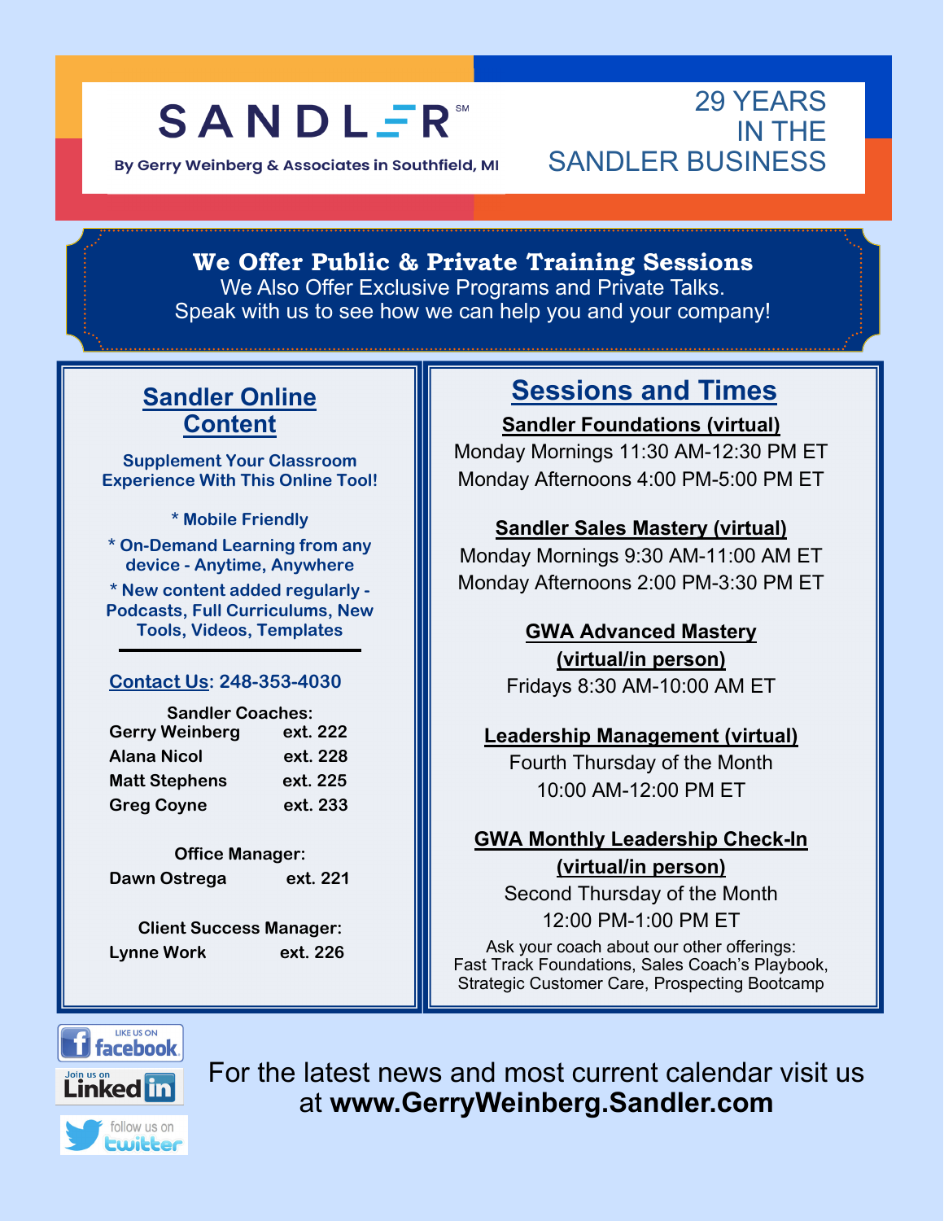# SANDLER℠

By Gerry Weinberg & Associates in Southfield, MI

29 YEARS IN THE SANDLER BUSINESS

**We Offer Public & Private Training Sessions**

We Also Offer Exclusive Programs and Private Talks.
Speak with us to see how we can help you and your company!

## Sandler Online Content

**Supplement Your Classroom Experience With This Online Tool!**

**\* Mobile Friendly**

**\* On-Demand Learning from any device - Anytime, Anywhere**

**\* New content added regularly - Podcasts, Full Curriculums, New Tools, Videos, Templates**

---

**Contact Us: 248-353-4030**

**Sandler Coaches:**

| | |
|---|---|
| Gerry Weinberg | ext. 222 |
| Alana Nicol | ext. 228 |
| Matt Stephens | ext. 225 |
| Greg Coyne | ext. 233 |

**Office Manager:**

| | |
|---|---|
| Dawn Ostrega | ext. 221 |

**Client Success Manager:**

| | |
|---|---|
| Lynne Work | ext. 226 |

## Sessions and Times

**Sandler Foundations (virtual)**
Monday Mornings 11:30 AM-12:30 PM ET
Monday Afternoons 4:00 PM-5:00 PM ET

**Sandler Sales Mastery (virtual)**
Monday Mornings 9:30 AM-11:00 AM ET
Monday Afternoons 2:00 PM-3:30 PM ET

**GWA Advanced Mastery (virtual/in person)**
Fridays 8:30 AM-10:00 AM ET

**Leadership Management (virtual)**
Fourth Thursday of the Month
10:00 AM-12:00 PM ET

**GWA Monthly Leadership Check-In (virtual/in person)**
Second Thursday of the Month
12:00 PM-1:00 PM ET

Ask your coach about our other offerings:
Fast Track Foundations, Sales Coach's Playbook, Strategic Customer Care, Prospecting Bootcamp

LIKE US ON facebook | Join us on LinkedIn | follow us on twitter

For the latest news and most current calendar visit us at **www.GerryWeinberg.Sandler.com**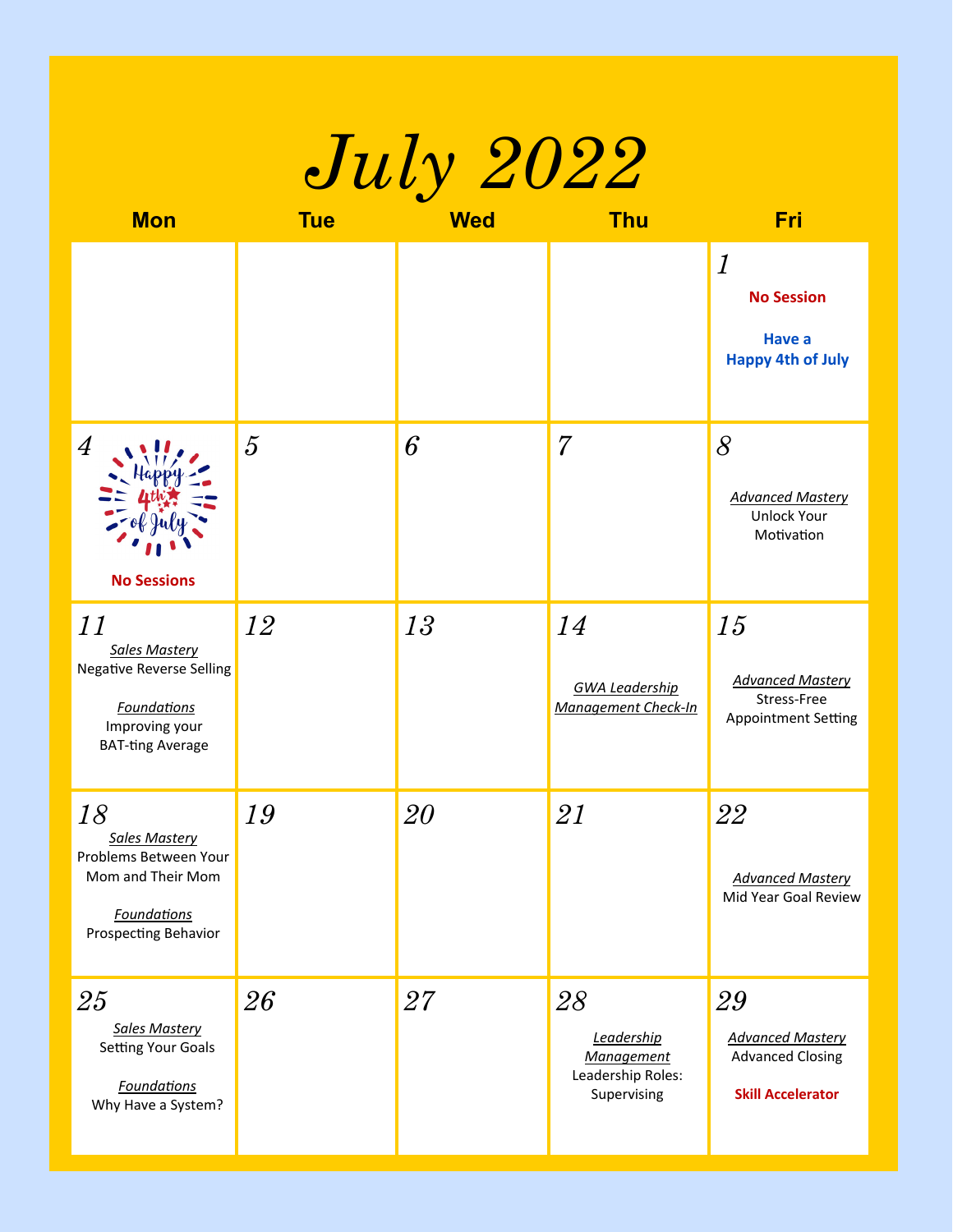# July 2022

| Mon | Tue | Wed | Thu | Fri |
|---|---|---|---|---|
| | | | | 1<br>**No Session**<br>**Have a Happy 4th of July** |
| 4<br>Happy 4th of July<br>**No Sessions** | 5 | 6 | 7 | 8<br>*Advanced Mastery*<br>Unlock Your Motivation |
| 11<br>*Sales Mastery*<br>Negative Reverse Selling<br>*Foundations*<br>Improving your BAT-ting Average | 12 | 13 | 14<br>*GWA Leadership Management Check-In* | 15<br>*Advanced Mastery*<br>Stress-Free Appointment Setting |
| 18<br>*Sales Mastery*<br>Problems Between Your Mom and Their Mom<br>*Foundations*<br>Prospecting Behavior | 19 | 20 | 21 | 22<br>*Advanced Mastery*<br>Mid Year Goal Review |
| 25<br>*Sales Mastery*<br>Setting Your Goals<br>*Foundations*<br>Why Have a System? | 26 | 27 | 28<br>*Leadership Management*<br>Leadership Roles: Supervising | 29<br>*Advanced Mastery*<br>Advanced Closing<br>**Skill Accelerator** |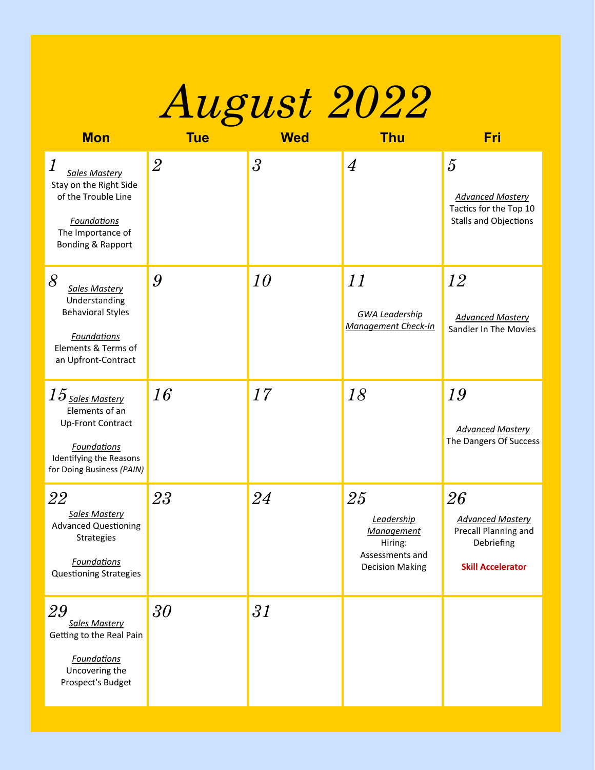# August 2022

| Mon | Tue | Wed | Thu | Fri |
| --- | --- | --- | --- | --- |
| 1 <br> *Sales Mastery* <br> Stay on the Right Side of the Trouble Line <br><br> *Foundations* <br> The Importance of Bonding & Rapport | 2 | 3 | 4 | 5 <br> *Advanced Mastery* <br> Tactics for the Top 10 Stalls and Objections |
| 8 <br> *Sales Mastery* <br> Understanding Behavioral Styles <br><br> *Foundations* <br> Elements & Terms of an Upfront-Contract | 9 | 10 | 11 <br> *GWA Leadership Management Check-In* | 12 <br> *Advanced Mastery* <br> Sandler In The Movies |
| 15 <br> *Sales Mastery* <br> Elements of an Up-Front Contract <br><br> *Foundations* <br> Identifying the Reasons for Doing Business *(PAIN)* | 16 | 17 | 18 | 19 <br> *Advanced Mastery* <br> The Dangers Of Success |
| 22 <br> *Sales Mastery* <br> Advanced Questioning Strategies <br><br> *Foundations* <br> Questioning Strategies | 23 | 24 | 25 <br> *Leadership Management* <br> Hiring: Assessments and Decision Making | 26 <br> *Advanced Mastery* <br> Precall Planning and Debriefing <br><br> **Skill Accelerator** |
| 29 <br> *Sales Mastery* <br> Getting to the Real Pain <br><br> *Foundations* <br> Uncovering the Prospect's Budget | 30 | 31 | | |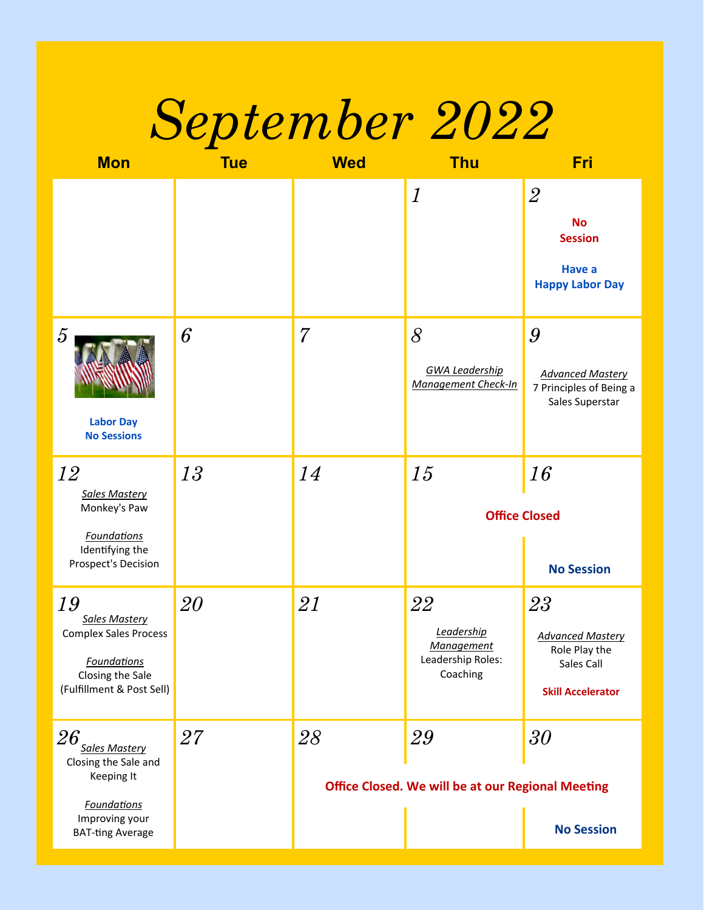# September 2022

| Mon | Tue | Wed | Thu | Fri |
|---|---|---|---|---|
| | | | 1 | 2 No Session Have a Happy Labor Day |
| 5 Labor Day No Sessions | 6 | 7 | 8 *GWA Leadership Management Check-In* | 9 *Advanced Mastery* 7 Principles of Being a Sales Superstar |
| 12 *Sales Mastery* Monkey's Paw *Foundations* Identifying the Prospect's Decision | 13 | 14 | 15 Office Closed | 16 No Session |
| 19 *Sales Mastery* Complex Sales Process *Foundations* Closing the Sale (Fulfillment & Post Sell) | 20 | 21 | 22 *Leadership Management* Leadership Roles: Coaching | 23 *Advanced Mastery* Role Play the Sales Call **Skill Accelerator** |
| 26 *Sales Mastery* Closing the Sale and Keeping It *Foundations* Improving your BAT-ting Average | 27 | 28 Office Closed. We will be at our Regional Meeting | 29 | 30 No Session |